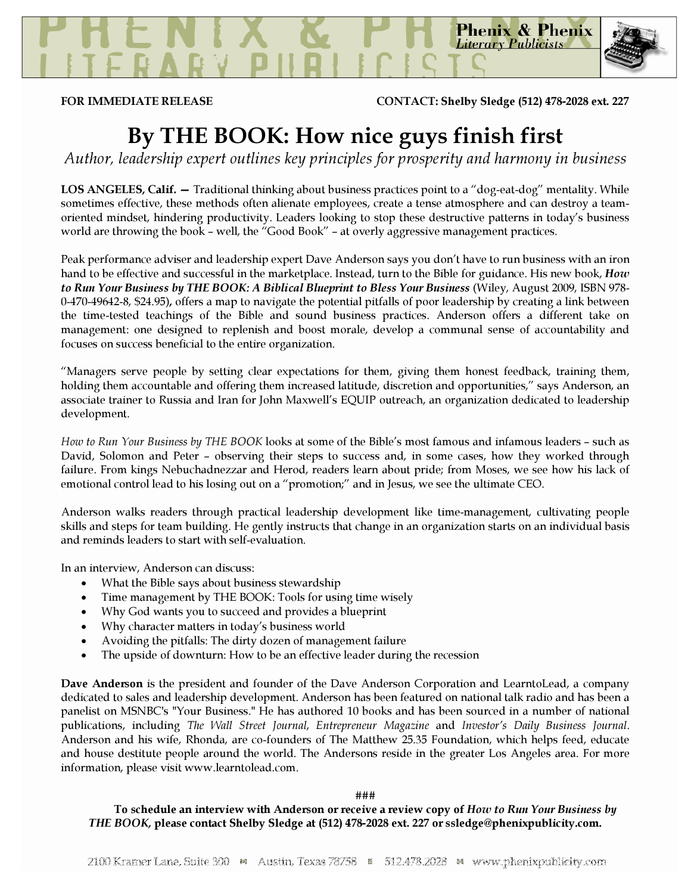**Phenix & Phenix**
*Literary Publicists*

**FOR IMMEDIATE RELEASE** **CONTACT: Shelby Sledge (512) 478-2028 ext. 227**

# By THE BOOK: How nice guys finish first

*Author, leadership expert outlines key principles for prosperity and harmony in business*

**LOS ANGELES, Calif. —** Traditional thinking about business practices point to a "dog-eat-dog" mentality. While sometimes effective, these methods often alienate employees, create a tense atmosphere and can destroy a team-oriented mindset, hindering productivity. Leaders looking to stop these destructive patterns in today's business world are throwing the book – well, the "Good Book" – at overly aggressive management practices.

Peak performance adviser and leadership expert Dave Anderson says you don't have to run business with an iron hand to be effective and successful in the marketplace. Instead, turn to the Bible for guidance. His new book, ***How to Run Your Business by THE BOOK: A Biblical Blueprint to Bless Your Business*** (Wiley, August 2009, ISBN 978-0-470-49642-8, $24.95)**,** offers a map to navigate the potential pitfalls of poor leadership by creating a link between the time-tested teachings of the Bible and sound business practices. Anderson offers a different take on management: one designed to replenish and boost morale, develop a communal sense of accountability and focuses on success beneficial to the entire organization.

"Managers serve people by setting clear expectations for them, giving them honest feedback, training them, holding them accountable and offering them increased latitude, discretion and opportunities," says Anderson, an associate trainer to Russia and Iran for John Maxwell's EQUIP outreach, an organization dedicated to leadership development.

*How to Run Your Business by THE BOOK* looks at some of the Bible's most famous and infamous leaders – such as David, Solomon and Peter – observing their steps to success and, in some cases, how they worked through failure. From kings Nebuchadnezzar and Herod, readers learn about pride; from Moses, we see how his lack of emotional control lead to his losing out on a "promotion;" and in Jesus, we see the ultimate CEO.

Anderson walks readers through practical leadership development like time-management, cultivating people skills and steps for team building. He gently instructs that change in an organization starts on an individual basis and reminds leaders to start with self-evaluation.

In an interview, Anderson can discuss:

- What the Bible says about business stewardship
- Time management by THE BOOK: Tools for using time wisely
- Why God wants you to succeed and provides a blueprint
- Why character matters in today's business world
- Avoiding the pitfalls: The dirty dozen of management failure
- The upside of downturn: How to be an effective leader during the recession

**Dave Anderson** is the president and founder of the Dave Anderson Corporation and LearntoLead, a company dedicated to sales and leadership development. Anderson has been featured on national talk radio and has been a panelist on MSNBC's "Your Business." He has authored 10 books and has been sourced in a number of national publications, including *The Wall Street Journal*, *Entrepreneur Magazine* and *Investor's Daily Business Journal*. Anderson and his wife, Rhonda, are co-founders of The Matthew 25.35 Foundation, which helps feed, educate and house destitute people around the world. The Andersons reside in the greater Los Angeles area. For more information, please visit www.learntolead.com.

###

**To schedule an interview with Anderson or receive a review copy of *How to Run Your Business by THE BOOK*, please contact Shelby Sledge at (512) 478-2028 ext. 227 or ssledge@phenixpublicity.com.**

2100 Kramer Lane, Suite 300 ■ Austin, Texas 78758 ■ 512.478.2028 ■ www.phenixpublicity.com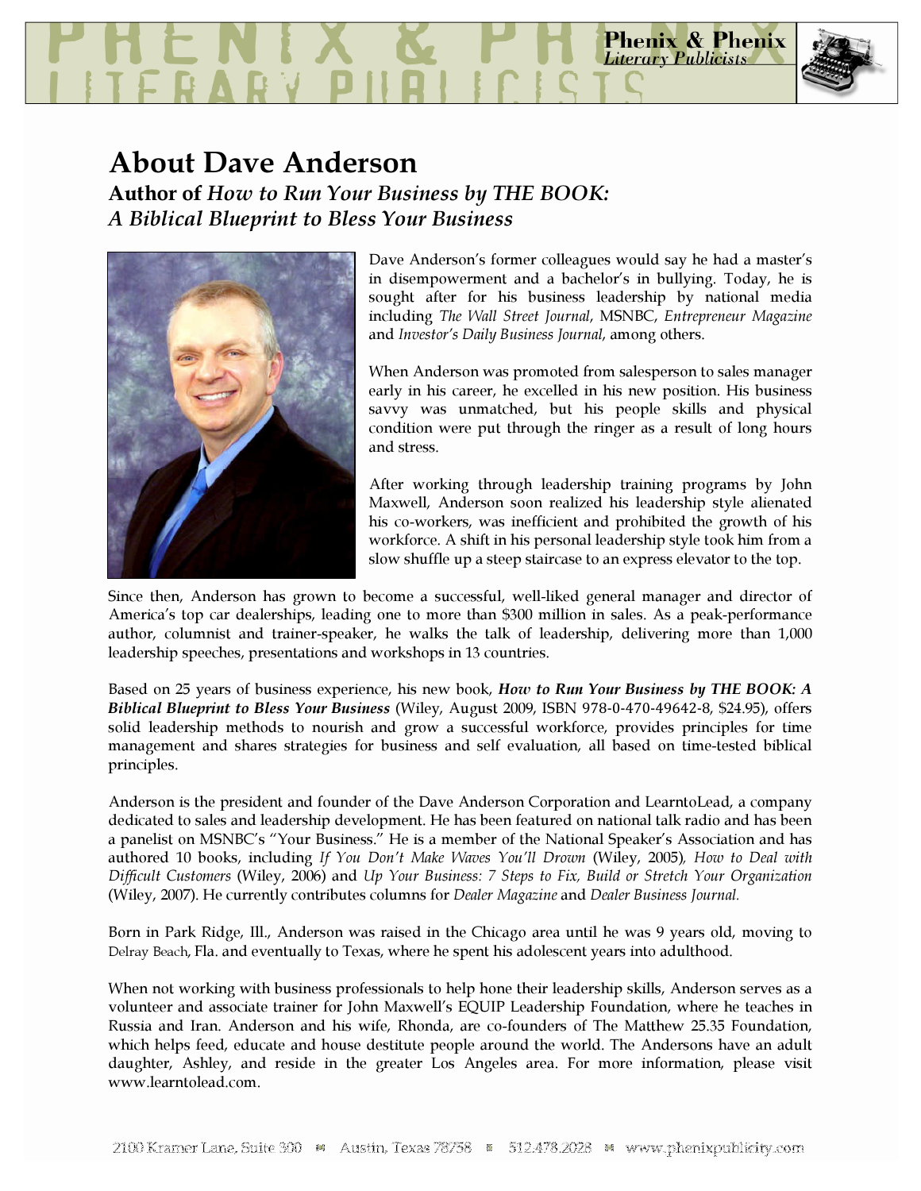# About Dave Anderson

## Author of *How to Run Your Business by THE BOOK: A Biblical Blueprint to Bless Your Business*

Dave Anderson's former colleagues would say he had a master's in disempowerment and a bachelor's in bullying. Today, he is sought after for his business leadership by national media including *The Wall Street Journal*, MSNBC, *Entrepreneur Magazine* and *Investor's Daily Business Journal*, among others.

When Anderson was promoted from salesperson to sales manager early in his career, he excelled in his new position. His business savvy was unmatched, but his people skills and physical condition were put through the ringer as a result of long hours and stress.

After working through leadership training programs by John Maxwell, Anderson soon realized his leadership style alienated his co-workers, was inefficient and prohibited the growth of his workforce. A shift in his personal leadership style took him from a slow shuffle up a steep staircase to an express elevator to the top.

Since then, Anderson has grown to become a successful, well-liked general manager and director of America's top car dealerships, leading one to more than $300 million in sales. As a peak-performance author, columnist and trainer-speaker, he walks the talk of leadership, delivering more than 1,000 leadership speeches, presentations and workshops in 13 countries.

Based on 25 years of business experience, his new book, ***How to Run Your Business by THE BOOK: A Biblical Blueprint to Bless Your Business*** (Wiley, August 2009, ISBN 978-0-470-49642-8, $24.95), offers solid leadership methods to nourish and grow a successful workforce, provides principles for time management and shares strategies for business and self evaluation, all based on time-tested biblical principles.

Anderson is the president and founder of the Dave Anderson Corporation and LearntoLead, a company dedicated to sales and leadership development. He has been featured on national talk radio and has been a panelist on MSNBC's "Your Business." He is a member of the National Speaker's Association and has authored 10 books, including *If You Don't Make Waves You'll Drown* (Wiley, 2005), *How to Deal with Difficult Customers* (Wiley, 2006) and *Up Your Business: 7 Steps to Fix, Build or Stretch Your Organization* (Wiley, 2007). He currently contributes columns for *Dealer Magazine* and *Dealer Business Journal.*

Born in Park Ridge, Ill., Anderson was raised in the Chicago area until he was 9 years old, moving to Delray Beach, Fla. and eventually to Texas, where he spent his adolescent years into adulthood.

When not working with business professionals to help hone their leadership skills, Anderson serves as a volunteer and associate trainer for John Maxwell's EQUIP Leadership Foundation, where he teaches in Russia and Iran. Anderson and his wife, Rhonda, are co-founders of The Matthew 25.35 Foundation, which helps feed, educate and house destitute people around the world. The Andersons have an adult daughter, Ashley, and reside in the greater Los Angeles area. For more information, please visit www.learntolead.com.